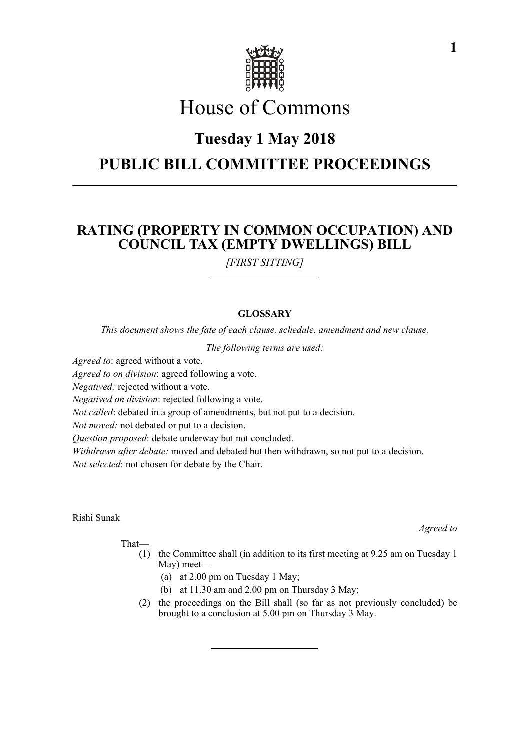# House of Commons

## Tuesday 1 May 2018

## PUBLIC BILL COMMITTEE PROCEEDINGS

---

## RATING (PROPERTY IN COMMON OCCUPATION) AND COUNCIL TAX (EMPTY DWELLINGS) BILL

*[FIRST SITTING]*

---

**GLOSSARY**

*This document shows the fate of each clause, schedule, amendment and new clause.*

*The following terms are used:*

*Agreed to*: agreed without a vote.
*Agreed to on division*: agreed following a vote.
*Negatived:* rejected without a vote.
*Negatived on division*: rejected following a vote.
*Not called*: debated in a group of amendments, but not put to a decision.
*Not moved:* not debated or put to a decision.
*Question proposed*: debate underway but not concluded.
*Withdrawn after debate:* moved and debated but then withdrawn, so not put to a decision.
*Not selected*: not chosen for debate by the Chair.

Rishi Sunak

*Agreed to*

That—

(1) the Committee shall (in addition to its first meeting at 9.25 am on Tuesday 1 May) meet—

(a) at 2.00 pm on Tuesday 1 May;

(b) at 11.30 am and 2.00 pm on Thursday 3 May;

(2) the proceedings on the Bill shall (so far as not previously concluded) be brought to a conclusion at 5.00 pm on Thursday 3 May.

---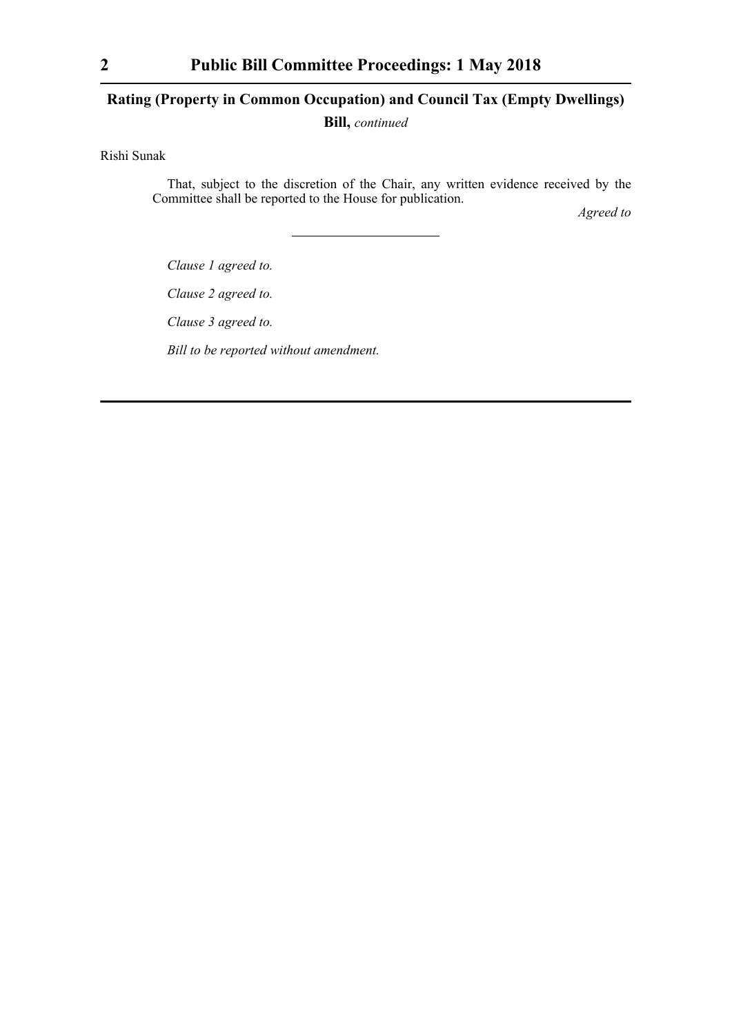## Rating (Property in Common Occupation) and Council Tax (Empty Dwellings) Bill, *continued*

Rishi Sunak

That, subject to the discretion of the Chair, any written evidence received by the Committee shall be reported to the House for publication.

*Agreed to*

---

*Clause 1 agreed to.*

*Clause 2 agreed to.*

*Clause 3 agreed to.*

*Bill to be reported without amendment.*